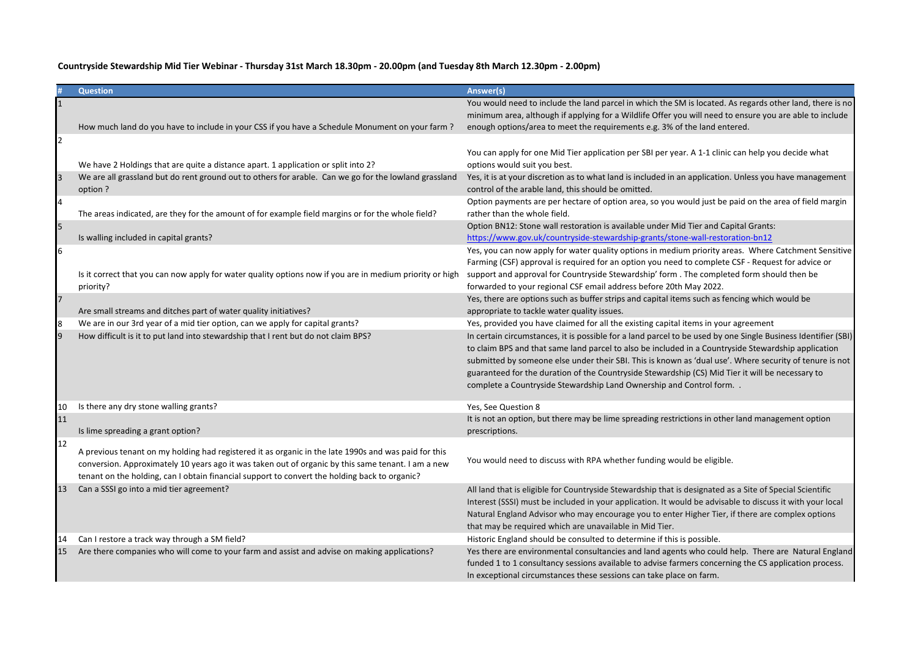**Countryside Stewardship Mid Tier Webinar - Thursday 31st March 18.30pm - 20.00pm (and Tuesday 8th March 12.30pm - 2.00pm)**

| # | Question | Answer(s) |
|---|---|---|
| 1 | How much land do you have to include in your CSS if you have a Schedule Monument on your farm ? | You would need to include the land parcel in which the SM is located. As regards other land, there is no minimum area, although if applying for a Wildlife Offer you will need to ensure you are able to include enough options/area to meet the requirements e.g. 3% of the land entered. |
| 2 | We have 2 Holdings that are quite a distance apart. 1 application or split into 2? | You can apply for one Mid Tier application per SBI per year. A 1-1 clinic can help you decide what options would suit you best. |
| 3 | We are all grassland but do rent ground out to others for arable. Can we go for the lowland grassland option ? | Yes, it is at your discretion as to what land is included in an application. Unless you have management control of the arable land, this should be omitted. |
| 4 | The areas indicated, are they for the amount of for example field margins or for the whole field? | Option payments are per hectare of option area, so you would just be paid on the area of field margin rather than the whole field. |
| 5 | Is walling included in capital grants? | Option BN12: Stone wall restoration is available under Mid Tier and Capital Grants: https://www.gov.uk/countryside-stewardship-grants/stone-wall-restoration-bn12 |
| 6 | Is it correct that you can now apply for water quality options now if you are in medium priority or high priority? | Yes, you can now apply for water quality options in medium priority areas. Where Catchment Sensitive Farming (CSF) approval is required for an option you need to complete CSF - Request for advice or support and approval for Countryside Stewardship' form . The completed form should then be forwarded to your regional CSF email address before 20th May 2022. |
| 7 | Are small streams and ditches part of water quality initiatives? | Yes, there are options such as buffer strips and capital items such as fencing which would be appropriate to tackle water quality issues. |
| 8 | We are in our 3rd year of a mid tier option, can we apply for capital grants? | Yes, provided you have claimed for all the existing capital items in your agreement |
| 9 | How difficult is it to put land into stewardship that I rent but do not claim BPS? | In certain circumstances, it is possible for a land parcel to be used by one Single Business Identifier (SBI) to claim BPS and that same land parcel to also be included in a Countryside Stewardship application submitted by someone else under their SBI. This is known as 'dual use'. Where security of tenure is not guaranteed for the duration of the Countryside Stewardship (CS) Mid Tier it will be necessary to complete a Countryside Stewardship Land Ownership and Control form. . |
| 10 | Is there any dry stone walling grants? | Yes, See Question 8 |
| 11 | Is lime spreading a grant option? | It is not an option, but there may be lime spreading restrictions in other land management option prescriptions. |
| 12 | A previous tenant on my holding had registered it as organic in the late 1990s and was paid for this conversion. Approximately 10 years ago it was taken out of organic by this same tenant. I am a new tenant on the holding, can I obtain financial support to convert the holding back to organic? | You would need to discuss with RPA whether funding would be eligible. |
| 13 | Can a SSSI go into a mid tier agreement? | All land that is eligible for Countryside Stewardship that is designated as a Site of Special Scientific Interest (SSSI) must be included in your application. It would be advisable to discuss it with your local Natural England Advisor who may encourage you to enter Higher Tier, if there are complex options that may be required which are unavailable in Mid Tier. |
| 14 | Can I restore a track way through a SM field? | Historic England should be consulted to determine if this is possible. |
| 15 | Are there companies who will come to your farm and assist and advise on making applications? | Yes there are environmental consultancies and land agents who could help. There are Natural England funded 1 to 1 consultancy sessions available to advise farmers concerning the CS application process. In exceptional circumstances these sessions can take place on farm. |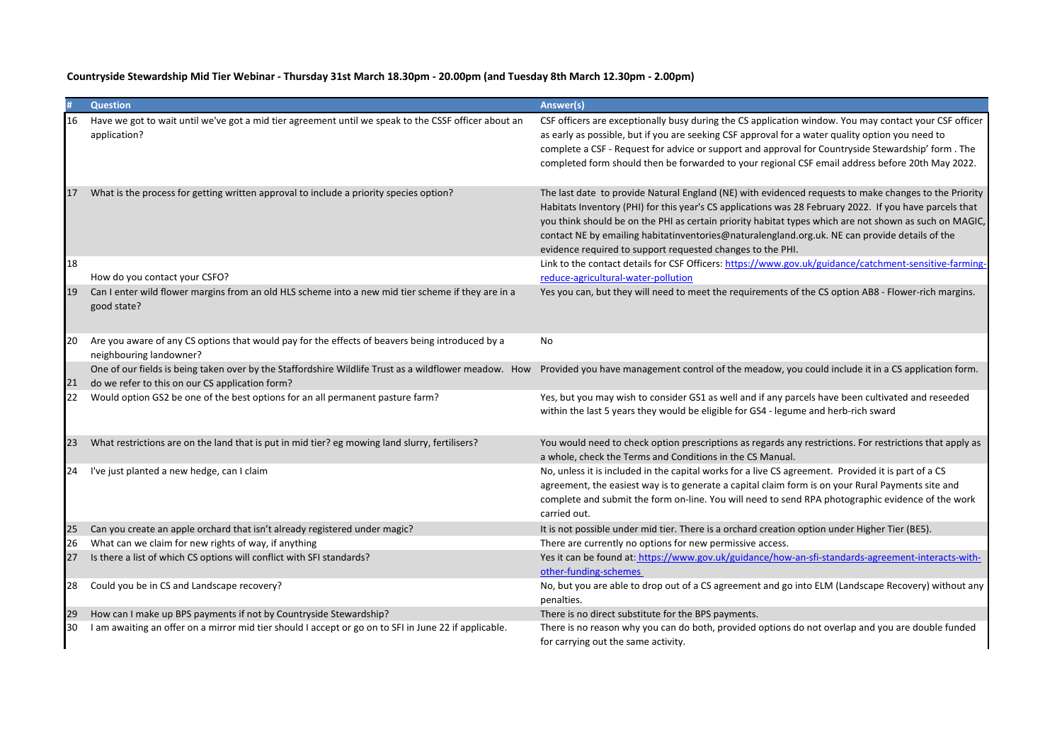**Countryside Stewardship Mid Tier Webinar - Thursday 31st March 18.30pm - 20.00pm (and Tuesday 8th March 12.30pm - 2.00pm)**

| # | Question | Answer(s) |
|---|---|---|
| 16 | Have we got to wait until we've got a mid tier agreement until we speak to the CSSF officer about an application? | CSF officers are exceptionally busy during the CS application window. You may contact your CSF officer as early as possible, but if you are seeking CSF approval for a water quality option you need to complete a CSF - Request for advice or support and approval for Countryside Stewardship' form . The completed form should then be forwarded to your regional CSF email address before 20th May 2022. |
| 17 | What is the process for getting written approval to include a priority species option? | The last date to provide Natural England (NE) with evidenced requests to make changes to the Priority Habitats Inventory (PHI) for this year's CS applications was 28 February 2022. If you have parcels that you think should be on the PHI as certain priority habitat types which are not shown as such on MAGIC, contact NE by emailing habitatinventories@naturalengland.org.uk. NE can provide details of the evidence required to support requested changes to the PHI. |
| 18 | How do you contact your CSFO? | Link to the contact details for CSF Officers: https://www.gov.uk/guidance/catchment-sensitive-farming-reduce-agricultural-water-pollution |
| 19 | Can I enter wild flower margins from an old HLS scheme into a new mid tier scheme if they are in a good state? | Yes you can, but they will need to meet the requirements of the CS option AB8 - Flower-rich margins. |
| 20 | Are you aware of any CS options that would pay for the effects of beavers being introduced by a neighbouring landowner? | No |
| 21 | One of our fields is being taken over by the Staffordshire Wildlife Trust as a wildflower meadow. How do we refer to this on our CS application form? | Provided you have management control of the meadow, you could include it in a CS application form. |
| 22 | Would option GS2 be one of the best options for an all permanent pasture farm? | Yes, but you may wish to consider GS1 as well and if any parcels have been cultivated and reseeded within the last 5 years they would be eligible for GS4 - legume and herb-rich sward |
| 23 | What restrictions are on the land that is put in mid tier? eg mowing land slurry, fertilisers? | You would need to check option prescriptions as regards any restrictions. For restrictions that apply as a whole, check the Terms and Conditions in the CS Manual. |
| 24 | I've just planted a new hedge, can I claim | No, unless it is included in the capital works for a live CS agreement. Provided it is part of a CS agreement, the easiest way is to generate a capital claim form is on your Rural Payments site and complete and submit the form on-line. You will need to send RPA photographic evidence of the work carried out. |
| 25 | Can you create an apple orchard that isn't already registered under magic? | It is not possible under mid tier. There is a orchard creation option under Higher Tier (BE5). |
| 26 | What can we claim for new rights of way, if anything | There are currently no options for new permissive access. |
| 27 | Is there a list of which CS options will conflict with SFI standards? | Yes it can be found at: https://www.gov.uk/guidance/how-an-sfi-standards-agreement-interacts-with-other-funding-schemes |
| 28 | Could you be in CS and Landscape recovery? | No, but you are able to drop out of a CS agreement and go into ELM (Landscape Recovery) without any penalties. |
| 29 | How can I make up BPS payments if not by Countryside Stewardship? | There is no direct substitute for the BPS payments. |
| 30 | I am awaiting an offer on a mirror mid tier should I accept or go on to SFI in June 22 if applicable. | There is no reason why you can do both, provided options do not overlap and you are double funded for carrying out the same activity. |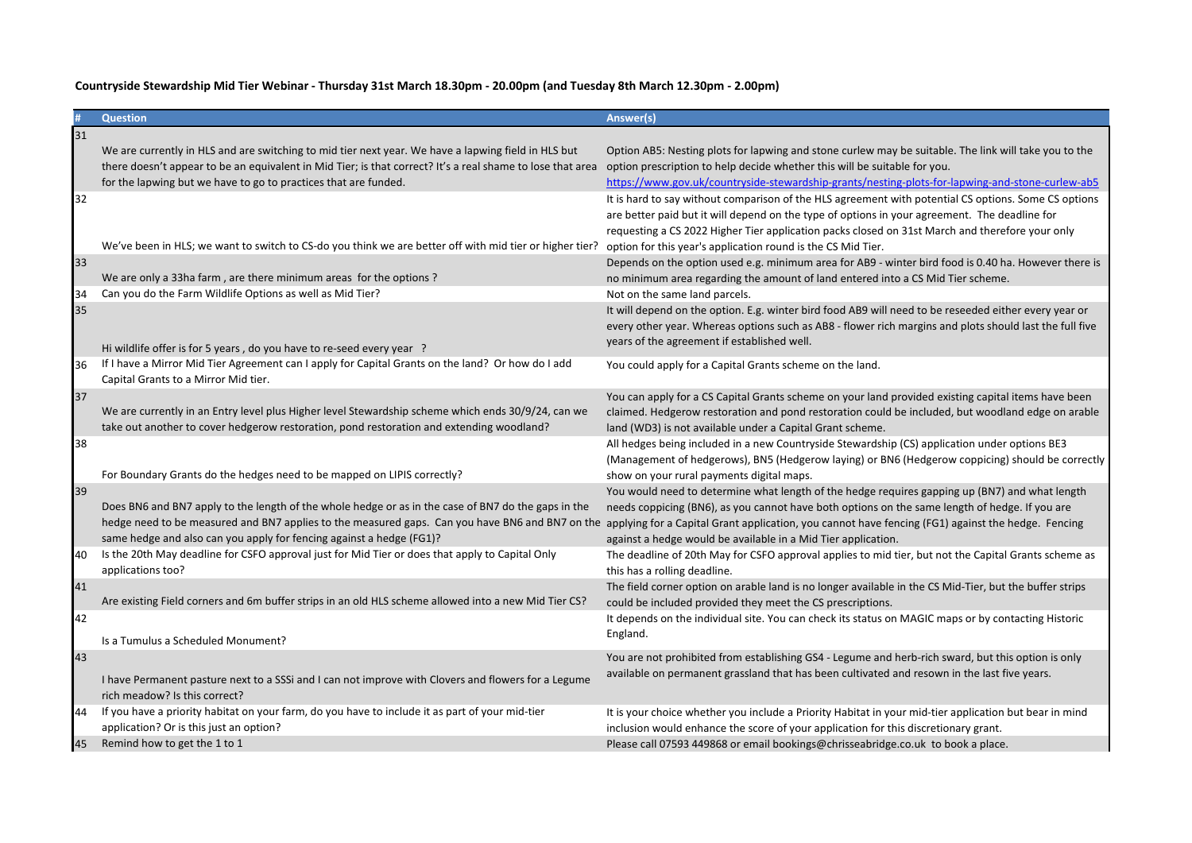**Countryside Stewardship Mid Tier Webinar - Thursday 31st March 18.30pm - 20.00pm (and Tuesday 8th March 12.30pm - 2.00pm)**

| # | Question | Answer(s) |
|---|---|---|
| 31 | We are currently in HLS and are switching to mid tier next year. We have a lapwing field in HLS but there doesn't appear to be an equivalent in Mid Tier; is that correct? It's a real shame to lose that area for the lapwing but we have to go to practices that are funded. | Option AB5: Nesting plots for lapwing and stone curlew may be suitable. The link will take you to the option prescription to help decide whether this will be suitable for you. https://www.gov.uk/countryside-stewardship-grants/nesting-plots-for-lapwing-and-stone-curlew-ab5 |
| 32 | We've been in HLS; we want to switch to CS-do you think we are better off with mid tier or higher tier? | It is hard to say without comparison of the HLS agreement with potential CS options. Some CS options are better paid but it will depend on the type of options in your agreement. The deadline for requesting a CS 2022 Higher Tier application packs closed on 31st March and therefore your only option for this year's application round is the CS Mid Tier. |
| 33 | We are only a 33ha farm , are there minimum areas for the options ? | Depends on the option used e.g. minimum area for AB9 - winter bird food is 0.40 ha. However there is no minimum area regarding the amount of land entered into a CS Mid Tier scheme. |
| 34 | Can you do the Farm Wildlife Options as well as Mid Tier? | Not on the same land parcels. |
| 35 | Hi wildlife offer is for 5 years , do you have to re-seed every year ? | It will depend on the option. E.g. winter bird food AB9 will need to be reseeded either every year or every other year. Whereas options such as AB8 - flower rich margins and plots should last the full five years of the agreement if established well. |
| 36 | If I have a Mirror Mid Tier Agreement can I apply for Capital Grants on the land? Or how do I add Capital Grants to a Mirror Mid tier. | You could apply for a Capital Grants scheme on the land. |
| 37 | We are currently in an Entry level plus Higher level Stewardship scheme which ends 30/9/24, can we take out another to cover hedgerow restoration, pond restoration and extending woodland? | You can apply for a CS Capital Grants scheme on your land provided existing capital items have been claimed. Hedgerow restoration and pond restoration could be included, but woodland edge on arable land (WD3) is not available under a Capital Grant scheme. |
| 38 | For Boundary Grants do the hedges need to be mapped on LIPIS correctly? | All hedges being included in a new Countryside Stewardship (CS) application under options BE3 (Management of hedgerows), BN5 (Hedgerow laying) or BN6 (Hedgerow coppicing) should be correctly show on your rural payments digital maps. |
| 39 | Does BN6 and BN7 apply to the length of the whole hedge or as in the case of BN7 do the gaps in the hedge need to be measured and BN7 applies to the measured gaps. Can you have BN6 and BN7 on the same hedge and also can you apply for fencing against a hedge (FG1)? | You would need to determine what length of the hedge requires gapping up (BN7) and what length needs coppicing (BN6), as you cannot have both options on the same length of hedge. If you are applying for a Capital Grant application, you cannot have fencing (FG1) against the hedge. Fencing against a hedge would be available in a Mid Tier application. |
| 40 | Is the 20th May deadline for CSFO approval just for Mid Tier or does that apply to Capital Only applications too? | The deadline of 20th May for CSFO approval applies to mid tier, but not the Capital Grants scheme as this has a rolling deadline. |
| 41 | Are existing Field corners and 6m buffer strips in an old HLS scheme allowed into a new Mid Tier CS? | The field corner option on arable land is no longer available in the CS Mid-Tier, but the buffer strips could be included provided they meet the CS prescriptions. |
| 42 | Is a Tumulus a Scheduled Monument? | It depends on the individual site. You can check its status on MAGIC maps or by contacting Historic England. |
| 43 | I have Permanent pasture next to a SSSi and I can not improve with Clovers and flowers for a Legume rich meadow? Is this correct? | You are not prohibited from establishing GS4 - Legume and herb-rich sward, but this option is only available on permanent grassland that has been cultivated and resown in the last five years. |
| 44 | If you have a priority habitat on your farm, do you have to include it as part of your mid-tier application? Or is this just an option? | It is your choice whether you include a Priority Habitat in your mid-tier application but bear in mind inclusion would enhance the score of your application for this discretionary grant. |
| 45 | Remind how to get the 1 to 1 | Please call 07593 449868 or email bookings@chrisseabridge.co.uk to book a place. |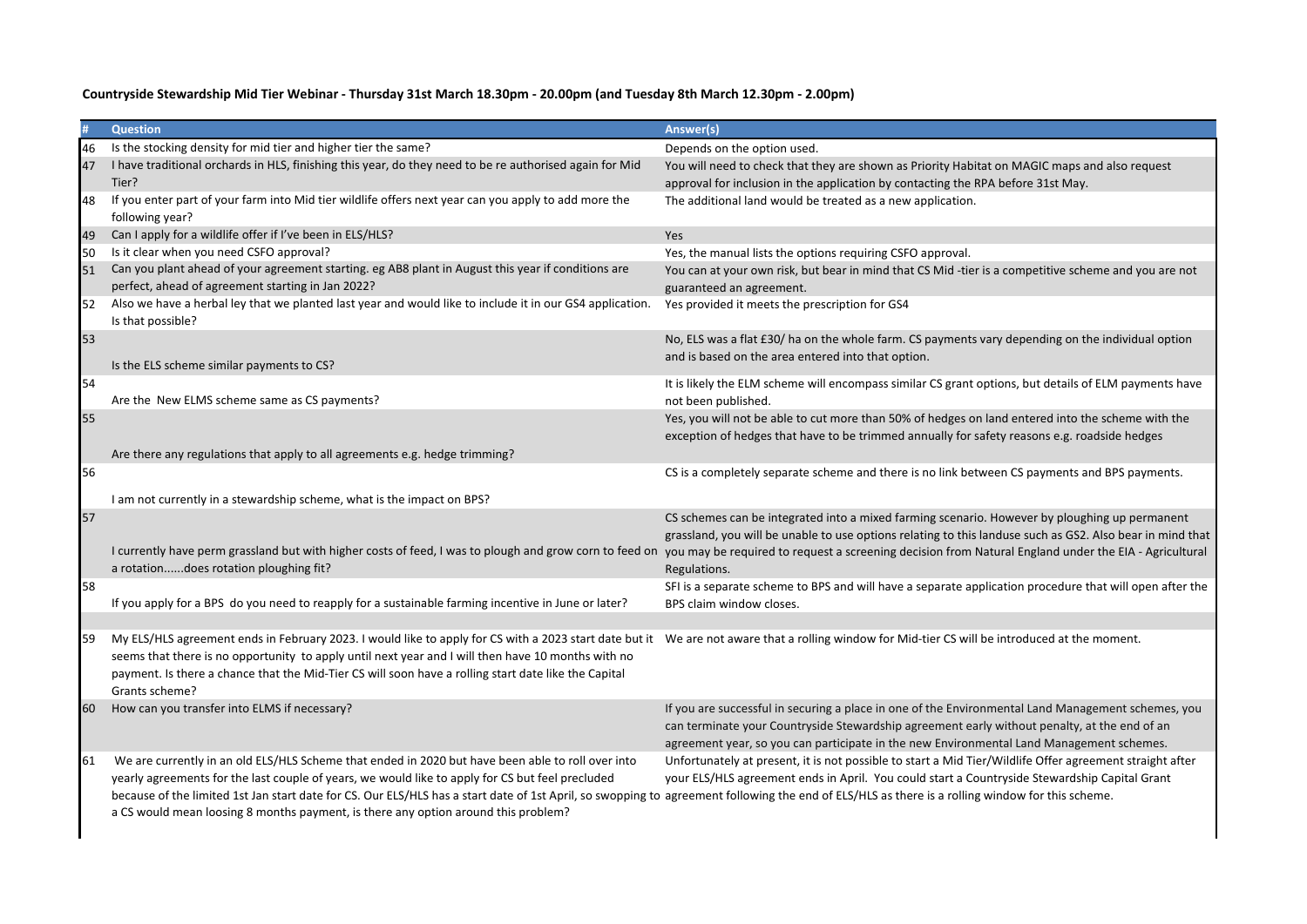**Countryside Stewardship Mid Tier Webinar - Thursday 31st March 18.30pm - 20.00pm (and Tuesday 8th March 12.30pm - 2.00pm)**

| # | Question | Answer(s) |
|---|---|---|
| 46 | Is the stocking density for mid tier and higher tier the same? | Depends on the option used. |
| 47 | I have traditional orchards in HLS, finishing this year, do they need to be re authorised again for Mid Tier? | You will need to check that they are shown as Priority Habitat on MAGIC maps and also request approval for inclusion in the application by contacting the RPA before 31st May. |
| 48 | If you enter part of your farm into Mid tier wildlife offers next year can you apply to add more the following year? | The additional land would be treated as a new application. |
| 49 | Can I apply for a wildlife offer if I've been in ELS/HLS? | Yes |
| 50 | Is it clear when you need CSFO approval? | Yes, the manual lists the options requiring CSFO approval. |
| 51 | Can you plant ahead of your agreement starting. eg AB8 plant in August this year if conditions are perfect, ahead of agreement starting in Jan 2022? | You can at your own risk, but bear in mind that CS Mid -tier is a competitive scheme and you are not guaranteed an agreement. |
| 52 | Also we have a herbal ley that we planted last year and would like to include it in our GS4 application. Is that possible? | Yes provided it meets the prescription for GS4 |
| 53 | Is the ELS scheme similar payments to CS? | No, ELS was a flat £30/ ha on the whole farm. CS payments vary depending on the individual option and is based on the area entered into that option. |
| 54 | Are the New ELMS scheme same as CS payments? | It is likely the ELM scheme will encompass similar CS grant options, but details of ELM payments have not been published. |
| 55 | Are there any regulations that apply to all agreements e.g. hedge trimming? | Yes, you will not be able to cut more than 50% of hedges on land entered into the scheme with the exception of hedges that have to be trimmed annually for safety reasons e.g. roadside hedges |
| 56 | I am not currently in a stewardship scheme, what is the impact on BPS? | CS is a completely separate scheme and there is no link between CS payments and BPS payments. |
| 57 | I currently have perm grassland but with higher costs of feed, I was to plough and grow corn to feed on a rotation......does rotation ploughing fit? | CS schemes can be integrated into a mixed farming scenario. However by ploughing up permanent grassland, you will be unable to use options relating to this landuse such as GS2. Also bear in mind that you may be required to request a screening decision from Natural England under the EIA - Agricultural Regulations. |
| 58 | If you apply for a BPS do you need to reapply for a sustainable farming incentive in June or later? | SFI is a separate scheme to BPS and will have a separate application procedure that will open after the BPS claim window closes. |
| | | |
| 59 | My ELS/HLS agreement ends in February 2023. I would like to apply for CS with a 2023 start date but it seems that there is no opportunity to apply until next year and I will then have 10 months with no payment. Is there a chance that the Mid-Tier CS will soon have a rolling start date like the Capital Grants scheme? | We are not aware that a rolling window for Mid-tier CS will be introduced at the moment. |
| 60 | How can you transfer into ELMS if necessary? | If you are successful in securing a place in one of the Environmental Land Management schemes, you can terminate your Countryside Stewardship agreement early without penalty, at the end of an agreement year, so you can participate in the new Environmental Land Management schemes. |
| 61 | We are currently in an old ELS/HLS Scheme that ended in 2020 but have been able to roll over into yearly agreements for the last couple of years, we would like to apply for CS but feel precluded because of the limited 1st Jan start date for CS. Our ELS/HLS has a start date of 1st April, so swopping to a CS would mean loosing 8 months payment, is there any option around this problem? | Unfortunately at present, it is not possible to start a Mid Tier/Wildlife Offer agreement straight after your ELS/HLS agreement ends in April. You could start a Countryside Stewardship Capital Grant agreement following the end of ELS/HLS as there is a rolling window for this scheme. |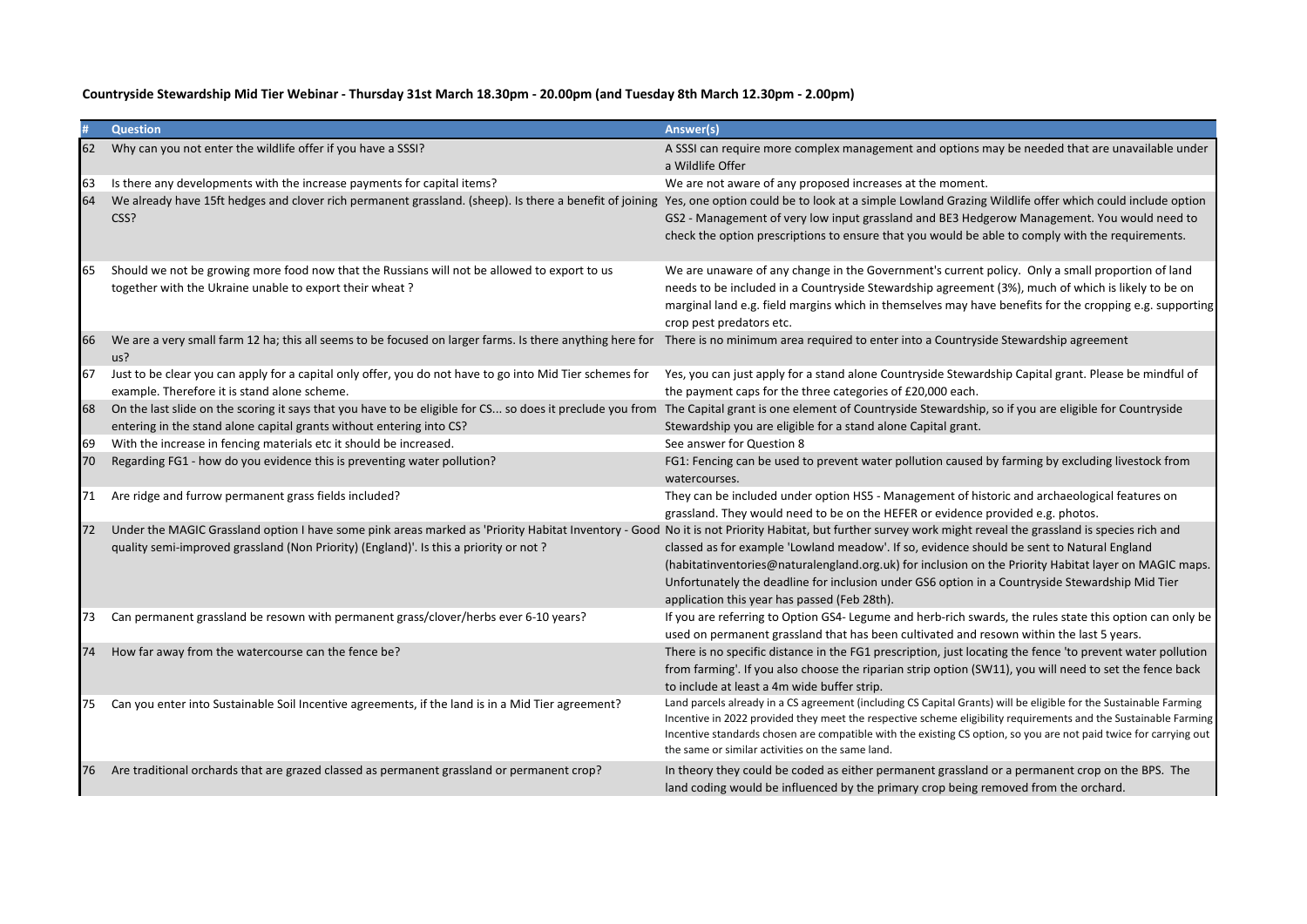**Countryside Stewardship Mid Tier Webinar - Thursday 31st March 18.30pm - 20.00pm (and Tuesday 8th March 12.30pm - 2.00pm)**

| # | Question | Answer(s) |
|---|---|---|
| 62 | Why can you not enter the wildlife offer if you have a SSSI? | A SSSI can require more complex management and options may be needed that are unavailable under a Wildlife Offer |
| 63 | Is there any developments with the increase payments for capital items? | We are not aware of any proposed increases at the moment. |
| 64 | We already have 15ft hedges and clover rich permanent grassland. (sheep). Is there a benefit of joining CSS? | Yes, one option could be to look at a simple Lowland Grazing Wildlife offer which could include option GS2 - Management of very low input grassland and BE3 Hedgerow Management. You would need to check the option prescriptions to ensure that you would be able to comply with the requirements. |
| 65 | Should we not be growing more food now that the Russians will not be allowed to export to us together with the Ukraine unable to export their wheat ? | We are unaware of any change in the Government's current policy. Only a small proportion of land needs to be included in a Countryside Stewardship agreement (3%), much of which is likely to be on marginal land e.g. field margins which in themselves may have benefits for the cropping e.g. supporting crop pest predators etc. |
| 66 | We are a very small farm 12 ha; this all seems to be focused on larger farms. Is there anything here for us? | There is no minimum area required to enter into a Countryside Stewardship agreement |
| 67 | Just to be clear you can apply for a capital only offer, you do not have to go into Mid Tier schemes for example. Therefore it is stand alone scheme. | Yes, you can just apply for a stand alone Countryside Stewardship Capital grant. Please be mindful of the payment caps for the three categories of £20,000 each. |
| 68 | On the last slide on the scoring it says that you have to be eligible for CS... so does it preclude you from entering in the stand alone capital grants without entering into CS? | The Capital grant is one element of Countryside Stewardship, so if you are eligible for Countryside Stewardship you are eligible for a stand alone Capital grant. |
| 69 | With the increase in fencing materials etc it should be increased. | See answer for Question 8 |
| 70 | Regarding FG1 - how do you evidence this is preventing water pollution? | FG1: Fencing can be used to prevent water pollution caused by farming by excluding livestock from watercourses. |
| 71 | Are ridge and furrow permanent grass fields included? | They can be included under option HS5 - Management of historic and archaeological features on grassland. They would need to be on the HEFER or evidence provided e.g. photos. |
| 72 | Under the MAGIC Grassland option I have some pink areas marked as 'Priority Habitat Inventory - Good quality semi-improved grassland (Non Priority) (England)'. Is this a priority or not ? | No it is not Priority Habitat, but further survey work might reveal the grassland is species rich and classed as for example 'Lowland meadow'. If so, evidence should be sent to Natural England (habitatinventories@naturalengland.org.uk) for inclusion on the Priority Habitat layer on MAGIC maps. Unfortunately the deadline for inclusion under GS6 option in a Countryside Stewardship Mid Tier application this year has passed (Feb 28th). |
| 73 | Can permanent grassland be resown with permanent grass/clover/herbs ever 6-10 years? | If you are referring to Option GS4- Legume and herb-rich swards, the rules state this option can only be used on permanent grassland that has been cultivated and resown within the last 5 years. |
| 74 | How far away from the watercourse can the fence be? | There is no specific distance in the FG1 prescription, just locating the fence 'to prevent water pollution from farming'. If you also choose the riparian strip option (SW11), you will need to set the fence back to include at least a 4m wide buffer strip. |
| 75 | Can you enter into Sustainable Soil Incentive agreements, if the land is in a Mid Tier agreement? | Land parcels already in a CS agreement (including CS Capital Grants) will be eligible for the Sustainable Farming Incentive in 2022 provided they meet the respective scheme eligibility requirements and the Sustainable Farming Incentive standards chosen are compatible with the existing CS option, so you are not paid twice for carrying out the same or similar activities on the same land. |
| 76 | Are traditional orchards that are grazed classed as permanent grassland or permanent crop? | In theory they could be coded as either permanent grassland or a permanent crop on the BPS. The land coding would be influenced by the primary crop being removed from the orchard. |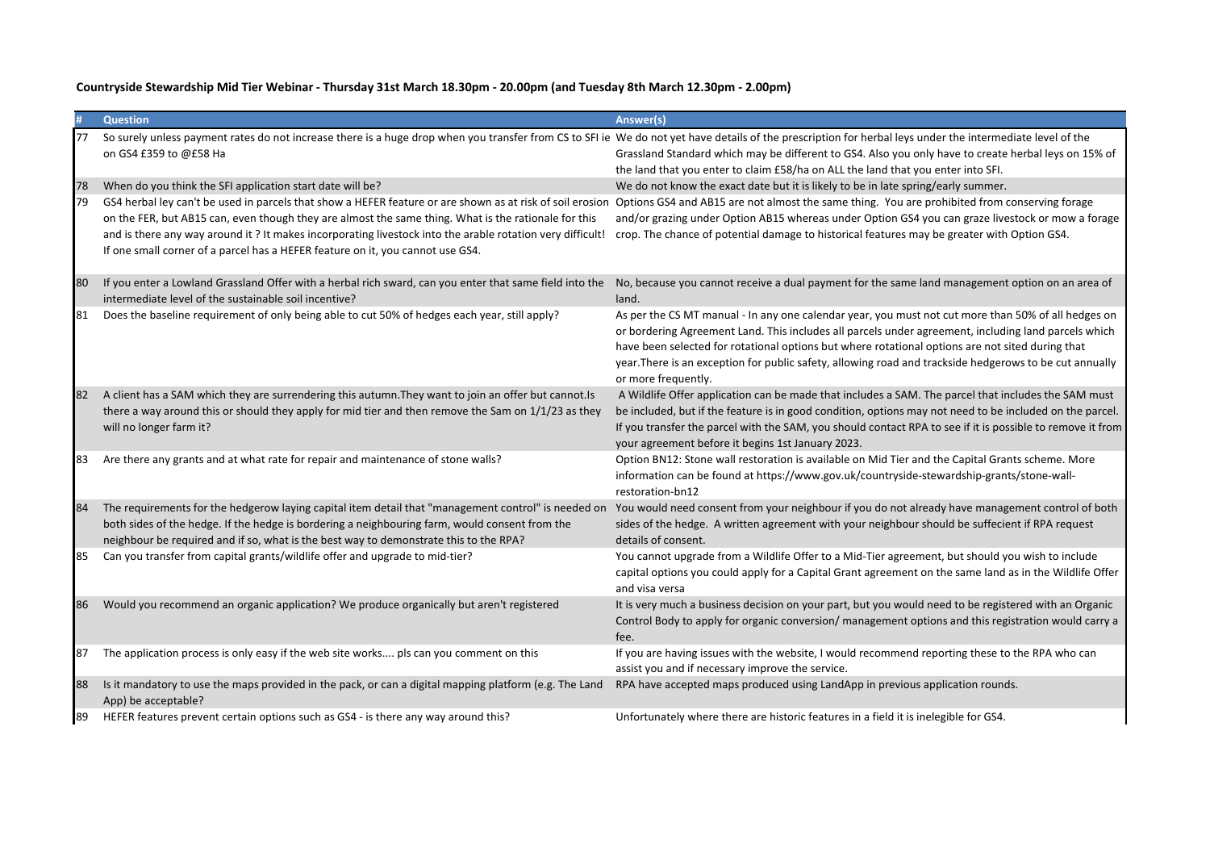**Countryside Stewardship Mid Tier Webinar - Thursday 31st March 18.30pm - 20.00pm (and Tuesday 8th March 12.30pm - 2.00pm)**

| # | Question | Answer(s) |
|---|---|---|
| 77 | So surely unless payment rates do not increase there is a huge drop when you transfer from CS to SFI ie on GS4 £359 to @£58 Ha | We do not yet have details of the prescription for herbal leys under the intermediate level of the Grassland Standard which may be different to GS4. Also you only have to create herbal leys on 15% of the land that you enter to claim £58/ha on ALL the land that you enter into SFI. |
| 78 | When do you think the SFI application start date will be? | We do not know the exact date but it is likely to be in late spring/early summer. |
| 79 | GS4 herbal ley can't be used in parcels that show a HEFER feature or are shown as at risk of soil erosion on the FER, but AB15 can, even though they are almost the same thing. What is the rationale for this and is there any way around it ? It makes incorporating livestock into the arable rotation very difficult! If one small corner of a parcel has a HEFER feature on it, you cannot use GS4. | Options GS4 and AB15 are not almost the same thing. You are prohibited from conserving forage and/or grazing under Option AB15 whereas under Option GS4 you can graze livestock or mow a forage crop. The chance of potential damage to historical features may be greater with Option GS4. |
| 80 | If you enter a Lowland Grassland Offer with a herbal rich sward, can you enter that same field into the intermediate level of the sustainable soil incentive? | No, because you cannot receive a dual payment for the same land management option on an area of land. |
| 81 | Does the baseline requirement of only being able to cut 50% of hedges each year, still apply? | As per the CS MT manual - In any one calendar year, you must not cut more than 50% of all hedges on or bordering Agreement Land. This includes all parcels under agreement, including land parcels which have been selected for rotational options but where rotational options are not sited during that year.There is an exception for public safety, allowing road and trackside hedgerows to be cut annually or more frequently. |
| 82 | A client has a SAM which they are surrendering this autumn.They want to join an offer but cannot.Is there a way around this or should they apply for mid tier and then remove the Sam on 1/1/23 as they will no longer farm it? | A Wildlife Offer application can be made that includes a SAM. The parcel that includes the SAM must be included, but if the feature is in good condition, options may not need to be included on the parcel. If you transfer the parcel with the SAM, you should contact RPA to see if it is possible to remove it from your agreement before it begins 1st January 2023. |
| 83 | Are there any grants and at what rate for repair and maintenance of stone walls? | Option BN12: Stone wall restoration is available on Mid Tier and the Capital Grants scheme. More information can be found at https://www.gov.uk/countryside-stewardship-grants/stone-wall-restoration-bn12 |
| 84 | The requirements for the hedgerow laying capital item detail that "management control" is needed on both sides of the hedge. If the hedge is bordering a neighbouring farm, would consent from the neighbour be required and if so, what is the best way to demonstrate this to the RPA? | You would need consent from your neighbour if you do not already have management control of both sides of the hedge. A written agreement with your neighbour should be suffecient if RPA request details of consent. |
| 85 | Can you transfer from capital grants/wildlife offer and upgrade to mid-tier? | You cannot upgrade from a Wildlife Offer to a Mid-Tier agreement, but should you wish to include capital options you could apply for a Capital Grant agreement on the same land as in the Wildlife Offer and visa versa |
| 86 | Would you recommend an organic application? We produce organically but aren't registered | It is very much a business decision on your part, but you would need to be registered with an Organic Control Body to apply for organic conversion/ management options and this registration would carry a fee. |
| 87 | The application process is only easy if the web site works.... pls can you comment on this | If you are having issues with the website, I would recommend reporting these to the RPA who can assist you and if necessary improve the service. |
| 88 | Is it mandatory to use the maps provided in the pack, or can a digital mapping platform (e.g. The Land App) be acceptable? | RPA have accepted maps produced using LandApp in previous application rounds. |
| 89 | HEFER features prevent certain options such as GS4 - is there any way around this? | Unfortunately where there are historic features in a field it is inelegible for GS4. |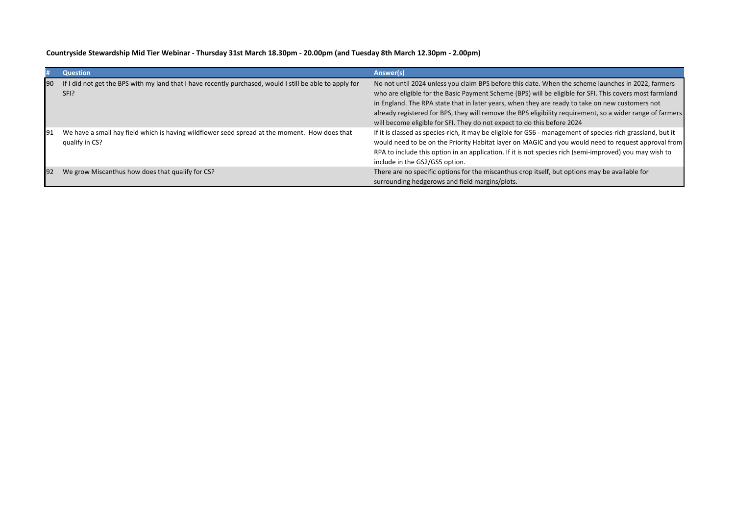**Countryside Stewardship Mid Tier Webinar - Thursday 31st March 18.30pm - 20.00pm (and Tuesday 8th March 12.30pm - 2.00pm)**

| # | Question | Answer(s) |
|---|---|---|
| 90 | If I did not get the BPS with my land that I have recently purchased, would I still be able to apply for SFI? | No not until 2024 unless you claim BPS before this date. When the scheme launches in 2022, farmers who are eligible for the Basic Payment Scheme (BPS) will be eligible for SFI. This covers most farmland in England. The RPA state that in later years, when they are ready to take on new customers not already registered for BPS, they will remove the BPS eligibility requirement, so a wider range of farmers will become eligible for SFI. They do not expect to do this before 2024 |
| 91 | We have a small hay field which is having wildflower seed spread at the moment. How does that qualify in CS? | If it is classed as species-rich, it may be eligible for GS6 - management of species-rich grassland, but it would need to be on the Priority Habitat layer on MAGIC and you would need to request approval from RPA to include this option in an application. If it is not species rich (semi-improved) you may wish to include in the GS2/GS5 option. |
| 92 | We grow Miscanthus how does that qualify for CS? | There are no specific options for the miscanthus crop itself, but options may be available for surrounding hedgerows and field margins/plots. |